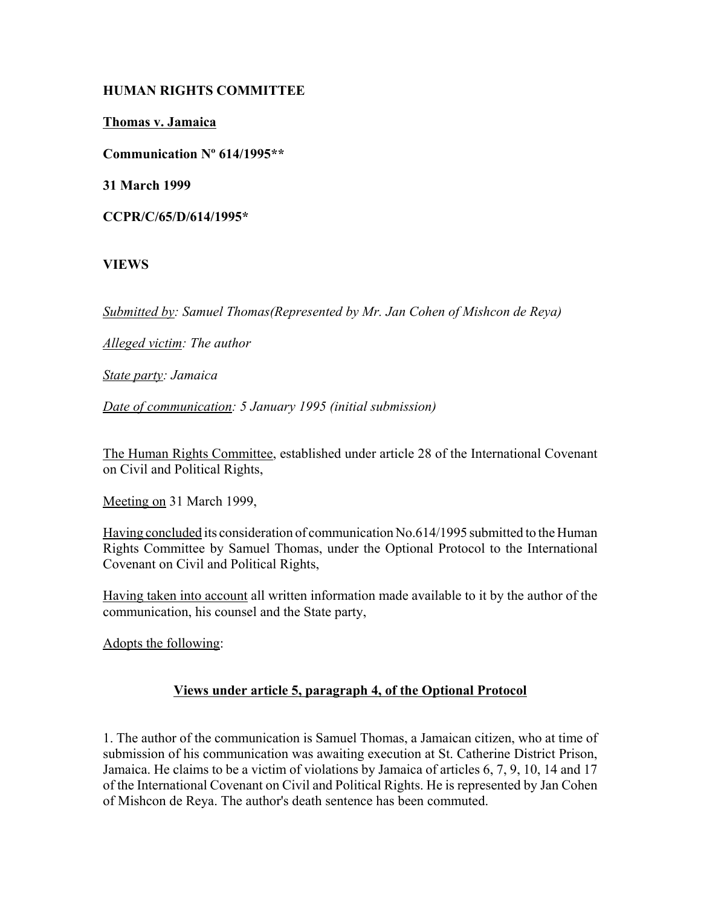**HUMAN RIGHTS COMMITTEE**

**Thomas v. Jamaica**

**Communication Nº 614/1995****

**31 March 1999**

**CCPR/C/65/D/614/1995***

**VIEWS**

*Submitted by: Samuel Thomas(Represented by Mr. Jan Cohen of Mishcon de Reya)*

*Alleged victim: The author*

*State party: Jamaica*

*Date of communication: 5 January 1995 (initial submission)*

The Human Rights Committee, established under article 28 of the International Covenant on Civil and Political Rights,

Meeting on 31 March 1999,

Having concluded its consideration of communication No.614/1995 submitted to the Human Rights Committee by Samuel Thomas, under the Optional Protocol to the International Covenant on Civil and Political Rights,

Having taken into account all written information made available to it by the author of the communication, his counsel and the State party,

Adopts the following:

## Views under article 5, paragraph 4, of the Optional Protocol

1. The author of the communication is Samuel Thomas, a Jamaican citizen, who at time of submission of his communication was awaiting execution at St. Catherine District Prison, Jamaica. He claims to be a victim of violations by Jamaica of articles 6, 7, 9, 10, 14 and 17 of the International Covenant on Civil and Political Rights. He is represented by Jan Cohen of Mishcon de Reya. The author's death sentence has been commuted.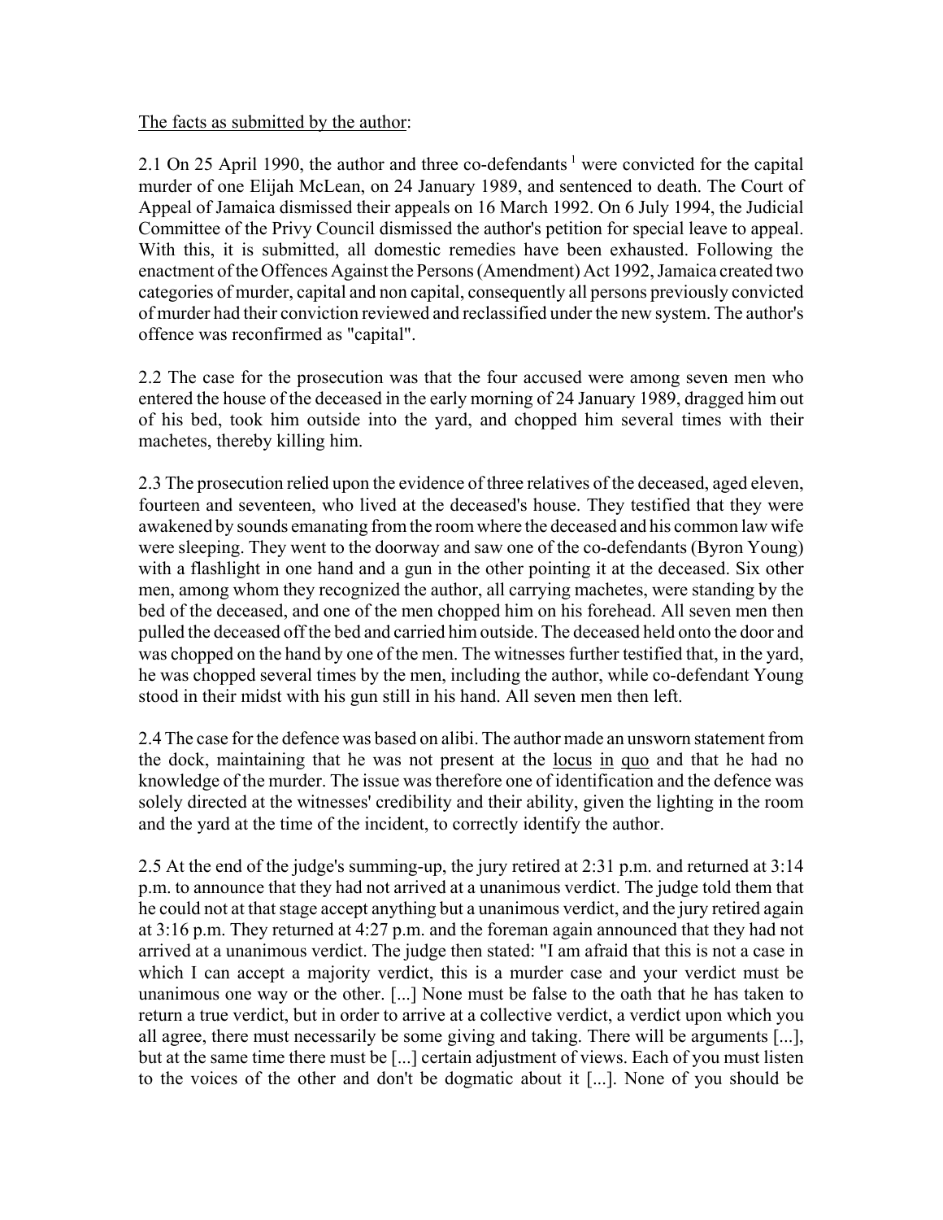The facts as submitted by the author:

2.1 On 25 April 1990, the author and three co-defendants [1] were convicted for the capital murder of one Elijah McLean, on 24 January 1989, and sentenced to death. The Court of Appeal of Jamaica dismissed their appeals on 16 March 1992. On 6 July 1994, the Judicial Committee of the Privy Council dismissed the author's petition for special leave to appeal. With this, it is submitted, all domestic remedies have been exhausted. Following the enactment of the Offences Against the Persons (Amendment) Act 1992, Jamaica created two categories of murder, capital and non capital, consequently all persons previously convicted of murder had their conviction reviewed and reclassified under the new system. The author's offence was reconfirmed as "capital".

2.2 The case for the prosecution was that the four accused were among seven men who entered the house of the deceased in the early morning of 24 January 1989, dragged him out of his bed, took him outside into the yard, and chopped him several times with their machetes, thereby killing him.

2.3 The prosecution relied upon the evidence of three relatives of the deceased, aged eleven, fourteen and seventeen, who lived at the deceased's house. They testified that they were awakened by sounds emanating from the room where the deceased and his common law wife were sleeping. They went to the doorway and saw one of the co-defendants (Byron Young) with a flashlight in one hand and a gun in the other pointing it at the deceased. Six other men, among whom they recognized the author, all carrying machetes, were standing by the bed of the deceased, and one of the men chopped him on his forehead. All seven men then pulled the deceased off the bed and carried him outside. The deceased held onto the door and was chopped on the hand by one of the men. The witnesses further testified that, in the yard, he was chopped several times by the men, including the author, while co-defendant Young stood in their midst with his gun still in his hand. All seven men then left.

2.4 The case for the defence was based on alibi. The author made an unsworn statement from the dock, maintaining that he was not present at the locus in quo and that he had no knowledge of the murder. The issue was therefore one of identification and the defence was solely directed at the witnesses' credibility and their ability, given the lighting in the room and the yard at the time of the incident, to correctly identify the author.

2.5 At the end of the judge's summing-up, the jury retired at 2:31 p.m. and returned at 3:14 p.m. to announce that they had not arrived at a unanimous verdict. The judge told them that he could not at that stage accept anything but a unanimous verdict, and the jury retired again at 3:16 p.m. They returned at 4:27 p.m. and the foreman again announced that they had not arrived at a unanimous verdict. The judge then stated: "I am afraid that this is not a case in which I can accept a majority verdict, this is a murder case and your verdict must be unanimous one way or the other. [...] None must be false to the oath that he has taken to return a true verdict, but in order to arrive at a collective verdict, a verdict upon which you all agree, there must necessarily be some giving and taking. There will be arguments [...], but at the same time there must be [...] certain adjustment of views. Each of you must listen to the voices of the other and don't be dogmatic about it [...]. None of you should be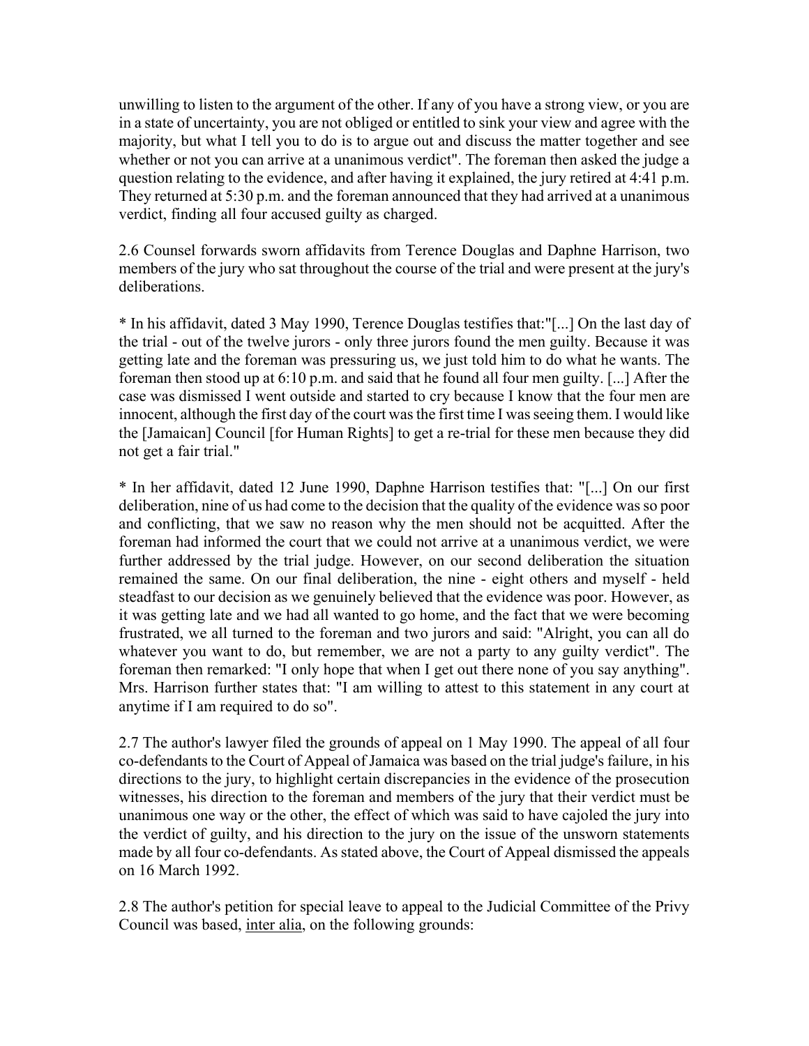unwilling to listen to the argument of the other. If any of you have a strong view, or you are in a state of uncertainty, you are not obliged or entitled to sink your view and agree with the majority, but what I tell you to do is to argue out and discuss the matter together and see whether or not you can arrive at a unanimous verdict". The foreman then asked the judge a question relating to the evidence, and after having it explained, the jury retired at 4:41 p.m. They returned at 5:30 p.m. and the foreman announced that they had arrived at a unanimous verdict, finding all four accused guilty as charged.

2.6 Counsel forwards sworn affidavits from Terence Douglas and Daphne Harrison, two members of the jury who sat throughout the course of the trial and were present at the jury's deliberations.

* In his affidavit, dated 3 May 1990, Terence Douglas testifies that:"[...] On the last day of the trial - out of the twelve jurors - only three jurors found the men guilty. Because it was getting late and the foreman was pressuring us, we just told him to do what he wants. The foreman then stood up at 6:10 p.m. and said that he found all four men guilty. [...] After the case was dismissed I went outside and started to cry because I know that the four men are innocent, although the first day of the court was the first time I was seeing them. I would like the [Jamaican] Council [for Human Rights] to get a re-trial for these men because they did not get a fair trial."

* In her affidavit, dated 12 June 1990, Daphne Harrison testifies that: "[...] On our first deliberation, nine of us had come to the decision that the quality of the evidence was so poor and conflicting, that we saw no reason why the men should not be acquitted. After the foreman had informed the court that we could not arrive at a unanimous verdict, we were further addressed by the trial judge. However, on our second deliberation the situation remained the same. On our final deliberation, the nine - eight others and myself - held steadfast to our decision as we genuinely believed that the evidence was poor. However, as it was getting late and we had all wanted to go home, and the fact that we were becoming frustrated, we all turned to the foreman and two jurors and said: "Alright, you can all do whatever you want to do, but remember, we are not a party to any guilty verdict". The foreman then remarked: "I only hope that when I get out there none of you say anything". Mrs. Harrison further states that: "I am willing to attest to this statement in any court at anytime if I am required to do so".

2.7 The author's lawyer filed the grounds of appeal on 1 May 1990. The appeal of all four co-defendants to the Court of Appeal of Jamaica was based on the trial judge's failure, in his directions to the jury, to highlight certain discrepancies in the evidence of the prosecution witnesses, his direction to the foreman and members of the jury that their verdict must be unanimous one way or the other, the effect of which was said to have cajoled the jury into the verdict of guilty, and his direction to the jury on the issue of the unsworn statements made by all four co-defendants. As stated above, the Court of Appeal dismissed the appeals on 16 March 1992.

2.8 The author's petition for special leave to appeal to the Judicial Committee of the Privy Council was based, <u>inter alia</u>, on the following grounds: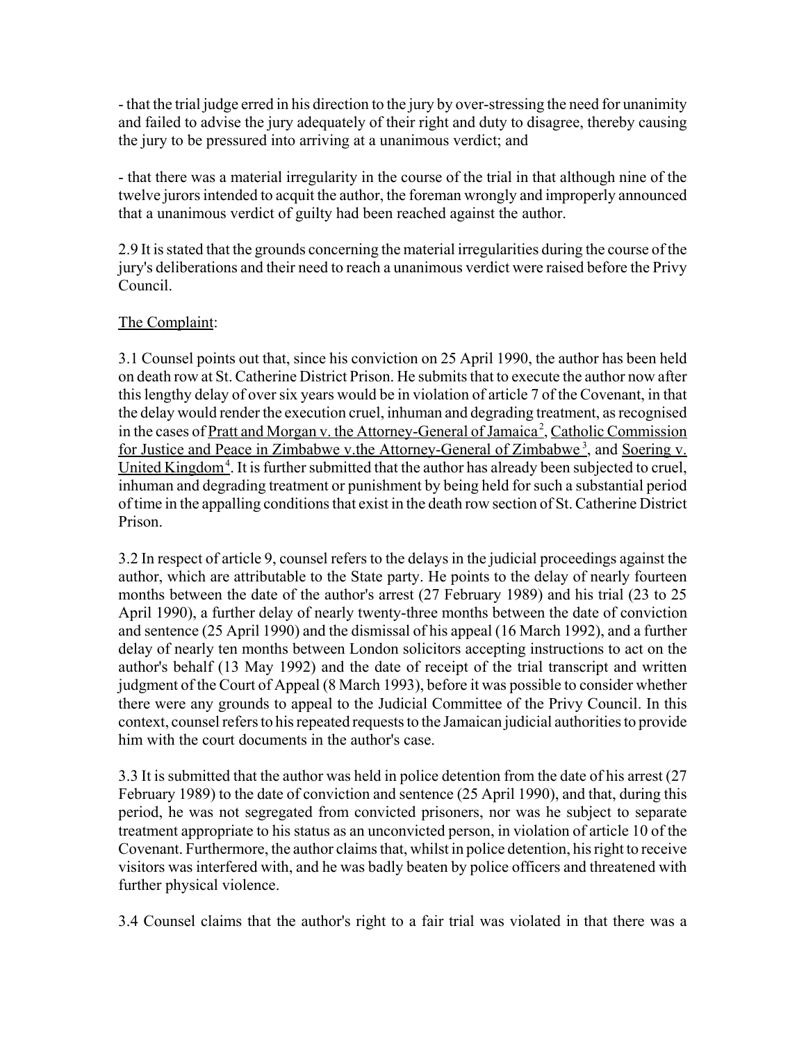- that the trial judge erred in his direction to the jury by over-stressing the need for unanimity and failed to advise the jury adequately of their right and duty to disagree, thereby causing the jury to be pressured into arriving at a unanimous verdict; and

- that there was a material irregularity in the course of the trial in that although nine of the twelve jurors intended to acquit the author, the foreman wrongly and improperly announced that a unanimous verdict of guilty had been reached against the author.

2.9 It is stated that the grounds concerning the material irregularities during the course of the jury's deliberations and their need to reach a unanimous verdict were raised before the Privy Council.

The Complaint:

3.1 Counsel points out that, since his conviction on 25 April 1990, the author has been held on death row at St. Catherine District Prison. He submits that to execute the author now after this lengthy delay of over six years would be in violation of article 7 of the Covenant, in that the delay would render the execution cruel, inhuman and degrading treatment, as recognised in the cases of Pratt and Morgan v. the Attorney-General of Jamaica[2], Catholic Commission for Justice and Peace in Zimbabwe v.the Attorney-General of Zimbabwe[3], and Soering v. United Kingdom[4]. It is further submitted that the author has already been subjected to cruel, inhuman and degrading treatment or punishment by being held for such a substantial period of time in the appalling conditions that exist in the death row section of St. Catherine District Prison.

3.2 In respect of article 9, counsel refers to the delays in the judicial proceedings against the author, which are attributable to the State party. He points to the delay of nearly fourteen months between the date of the author's arrest (27 February 1989) and his trial (23 to 25 April 1990), a further delay of nearly twenty-three months between the date of conviction and sentence (25 April 1990) and the dismissal of his appeal (16 March 1992), and a further delay of nearly ten months between London solicitors accepting instructions to act on the author's behalf (13 May 1992) and the date of receipt of the trial transcript and written judgment of the Court of Appeal (8 March 1993), before it was possible to consider whether there were any grounds to appeal to the Judicial Committee of the Privy Council. In this context, counsel refers to his repeated requests to the Jamaican judicial authorities to provide him with the court documents in the author's case.

3.3 It is submitted that the author was held in police detention from the date of his arrest (27 February 1989) to the date of conviction and sentence (25 April 1990), and that, during this period, he was not segregated from convicted prisoners, nor was he subject to separate treatment appropriate to his status as an unconvicted person, in violation of article 10 of the Covenant. Furthermore, the author claims that, whilst in police detention, his right to receive visitors was interfered with, and he was badly beaten by police officers and threatened with further physical violence.

3.4 Counsel claims that the author's right to a fair trial was violated in that there was a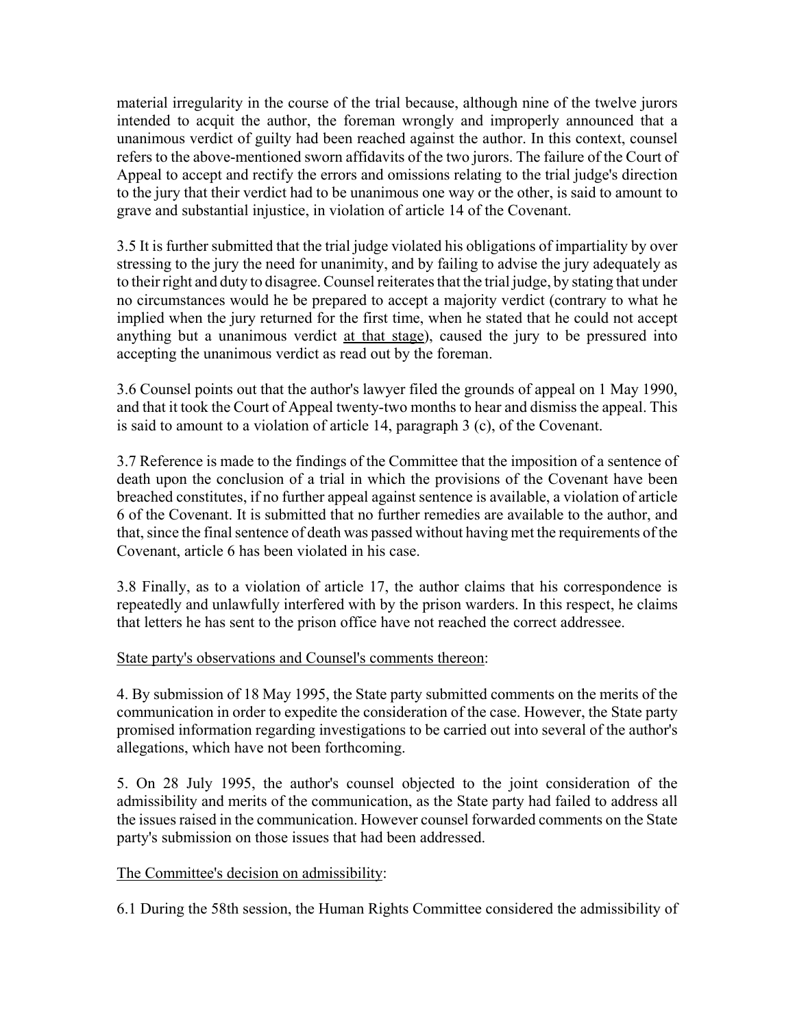material irregularity in the course of the trial because, although nine of the twelve jurors intended to acquit the author, the foreman wrongly and improperly announced that a unanimous verdict of guilty had been reached against the author. In this context, counsel refers to the above-mentioned sworn affidavits of the two jurors. The failure of the Court of Appeal to accept and rectify the errors and omissions relating to the trial judge's direction to the jury that their verdict had to be unanimous one way or the other, is said to amount to grave and substantial injustice, in violation of article 14 of the Covenant.

3.5 It is further submitted that the trial judge violated his obligations of impartiality by over stressing to the jury the need for unanimity, and by failing to advise the jury adequately as to their right and duty to disagree. Counsel reiterates that the trial judge, by stating that under no circumstances would he be prepared to accept a majority verdict (contrary to what he implied when the jury returned for the first time, when he stated that he could not accept anything but a unanimous verdict <u>at that stage</u>), caused the jury to be pressured into accepting the unanimous verdict as read out by the foreman.

3.6 Counsel points out that the author's lawyer filed the grounds of appeal on 1 May 1990, and that it took the Court of Appeal twenty-two months to hear and dismiss the appeal. This is said to amount to a violation of article 14, paragraph 3 (c), of the Covenant.

3.7 Reference is made to the findings of the Committee that the imposition of a sentence of death upon the conclusion of a trial in which the provisions of the Covenant have been breached constitutes, if no further appeal against sentence is available, a violation of article 6 of the Covenant. It is submitted that no further remedies are available to the author, and that, since the final sentence of death was passed without having met the requirements of the Covenant, article 6 has been violated in his case.

3.8 Finally, as to a violation of article 17, the author claims that his correspondence is repeatedly and unlawfully interfered with by the prison warders. In this respect, he claims that letters he has sent to the prison office have not reached the correct addressee.

<u>State party's observations and Counsel's comments thereon</u>:

4. By submission of 18 May 1995, the State party submitted comments on the merits of the communication in order to expedite the consideration of the case. However, the State party promised information regarding investigations to be carried out into several of the author's allegations, which have not been forthcoming.

5. On 28 July 1995, the author's counsel objected to the joint consideration of the admissibility and merits of the communication, as the State party had failed to address all the issues raised in the communication. However counsel forwarded comments on the State party's submission on those issues that had been addressed.

<u>The Committee's decision on admissibility</u>:

6.1 During the 58th session, the Human Rights Committee considered the admissibility of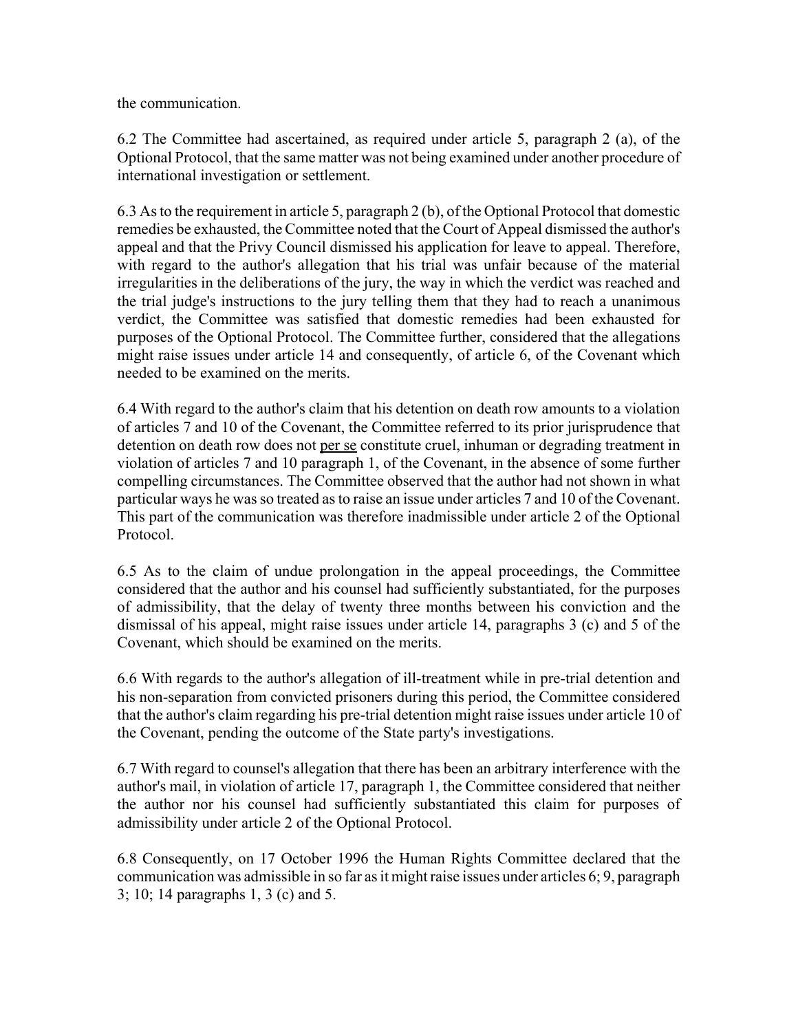the communication.

6.2 The Committee had ascertained, as required under article 5, paragraph 2 (a), of the Optional Protocol, that the same matter was not being examined under another procedure of international investigation or settlement.

6.3 As to the requirement in article 5, paragraph 2 (b), of the Optional Protocol that domestic remedies be exhausted, the Committee noted that the Court of Appeal dismissed the author's appeal and that the Privy Council dismissed his application for leave to appeal. Therefore, with regard to the author's allegation that his trial was unfair because of the material irregularities in the deliberations of the jury, the way in which the verdict was reached and the trial judge's instructions to the jury telling them that they had to reach a unanimous verdict, the Committee was satisfied that domestic remedies had been exhausted for purposes of the Optional Protocol. The Committee further, considered that the allegations might raise issues under article 14 and consequently, of article 6, of the Covenant which needed to be examined on the merits.

6.4 With regard to the author's claim that his detention on death row amounts to a violation of articles 7 and 10 of the Covenant, the Committee referred to its prior jurisprudence that detention on death row does not per se constitute cruel, inhuman or degrading treatment in violation of articles 7 and 10 paragraph 1, of the Covenant, in the absence of some further compelling circumstances. The Committee observed that the author had not shown in what particular ways he was so treated as to raise an issue under articles 7 and 10 of the Covenant. This part of the communication was therefore inadmissible under article 2 of the Optional Protocol.

6.5 As to the claim of undue prolongation in the appeal proceedings, the Committee considered that the author and his counsel had sufficiently substantiated, for the purposes of admissibility, that the delay of twenty three months between his conviction and the dismissal of his appeal, might raise issues under article 14, paragraphs 3 (c) and 5 of the Covenant, which should be examined on the merits.

6.6 With regards to the author's allegation of ill-treatment while in pre-trial detention and his non-separation from convicted prisoners during this period, the Committee considered that the author's claim regarding his pre-trial detention might raise issues under article 10 of the Covenant, pending the outcome of the State party's investigations.

6.7 With regard to counsel's allegation that there has been an arbitrary interference with the author's mail, in violation of article 17, paragraph 1, the Committee considered that neither the author nor his counsel had sufficiently substantiated this claim for purposes of admissibility under article 2 of the Optional Protocol.

6.8 Consequently, on 17 October 1996 the Human Rights Committee declared that the communication was admissible in so far as it might raise issues under articles 6; 9, paragraph 3; 10; 14 paragraphs 1, 3 (c) and 5.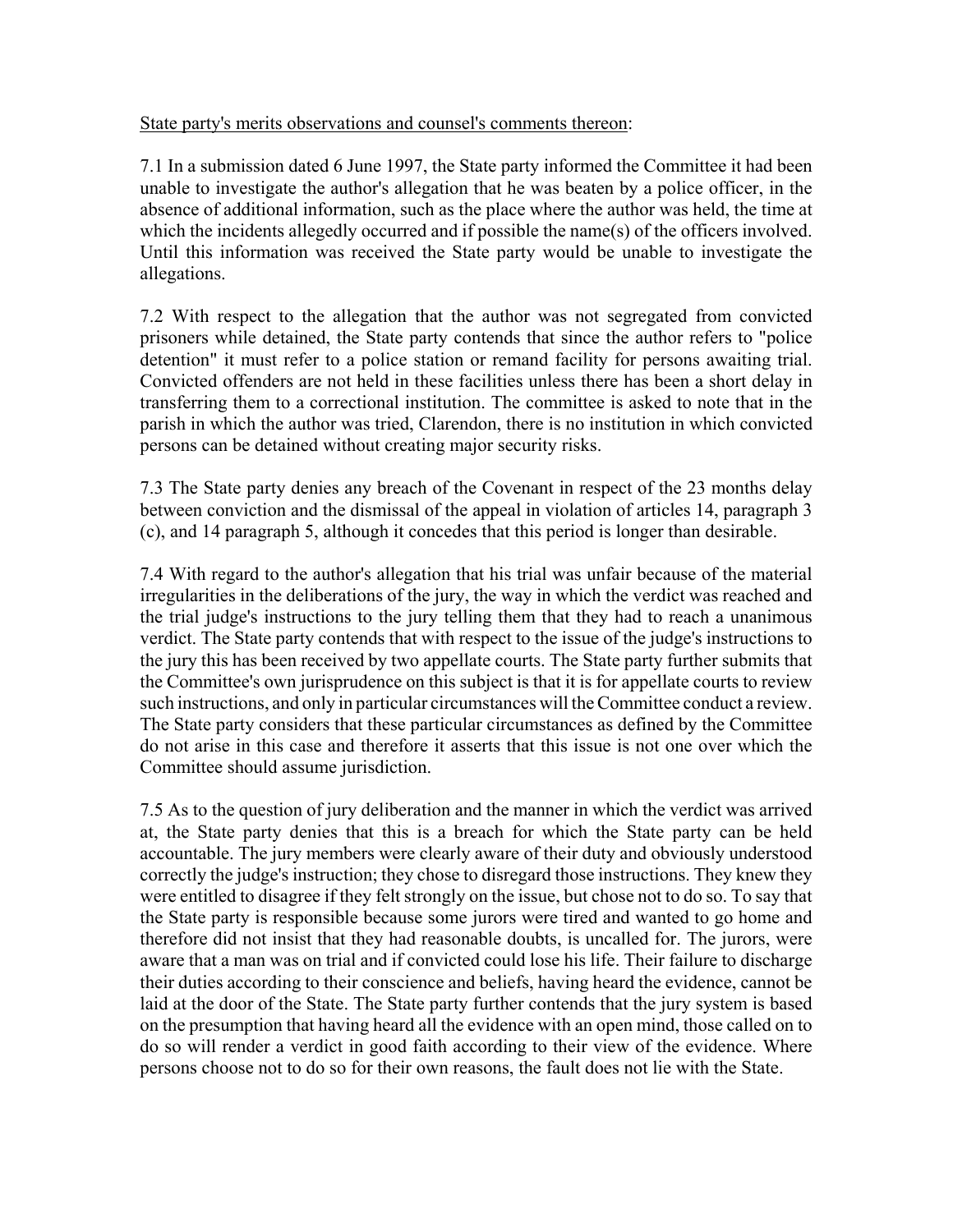State party's merits observations and counsel's comments thereon:

7.1 In a submission dated 6 June 1997, the State party informed the Committee it had been unable to investigate the author's allegation that he was beaten by a police officer, in the absence of additional information, such as the place where the author was held, the time at which the incidents allegedly occurred and if possible the name(s) of the officers involved. Until this information was received the State party would be unable to investigate the allegations.

7.2 With respect to the allegation that the author was not segregated from convicted prisoners while detained, the State party contends that since the author refers to "police detention" it must refer to a police station or remand facility for persons awaiting trial. Convicted offenders are not held in these facilities unless there has been a short delay in transferring them to a correctional institution. The committee is asked to note that in the parish in which the author was tried, Clarendon, there is no institution in which convicted persons can be detained without creating major security risks.

7.3 The State party denies any breach of the Covenant in respect of the 23 months delay between conviction and the dismissal of the appeal in violation of articles 14, paragraph 3 (c), and 14 paragraph 5, although it concedes that this period is longer than desirable.

7.4 With regard to the author's allegation that his trial was unfair because of the material irregularities in the deliberations of the jury, the way in which the verdict was reached and the trial judge's instructions to the jury telling them that they had to reach a unanimous verdict. The State party contends that with respect to the issue of the judge's instructions to the jury this has been received by two appellate courts. The State party further submits that the Committee's own jurisprudence on this subject is that it is for appellate courts to review such instructions, and only in particular circumstances will the Committee conduct a review. The State party considers that these particular circumstances as defined by the Committee do not arise in this case and therefore it asserts that this issue is not one over which the Committee should assume jurisdiction.

7.5 As to the question of jury deliberation and the manner in which the verdict was arrived at, the State party denies that this is a breach for which the State party can be held accountable. The jury members were clearly aware of their duty and obviously understood correctly the judge's instruction; they chose to disregard those instructions. They knew they were entitled to disagree if they felt strongly on the issue, but chose not to do so. To say that the State party is responsible because some jurors were tired and wanted to go home and therefore did not insist that they had reasonable doubts, is uncalled for. The jurors, were aware that a man was on trial and if convicted could lose his life. Their failure to discharge their duties according to their conscience and beliefs, having heard the evidence, cannot be laid at the door of the State. The State party further contends that the jury system is based on the presumption that having heard all the evidence with an open mind, those called on to do so will render a verdict in good faith according to their view of the evidence. Where persons choose not to do so for their own reasons, the fault does not lie with the State.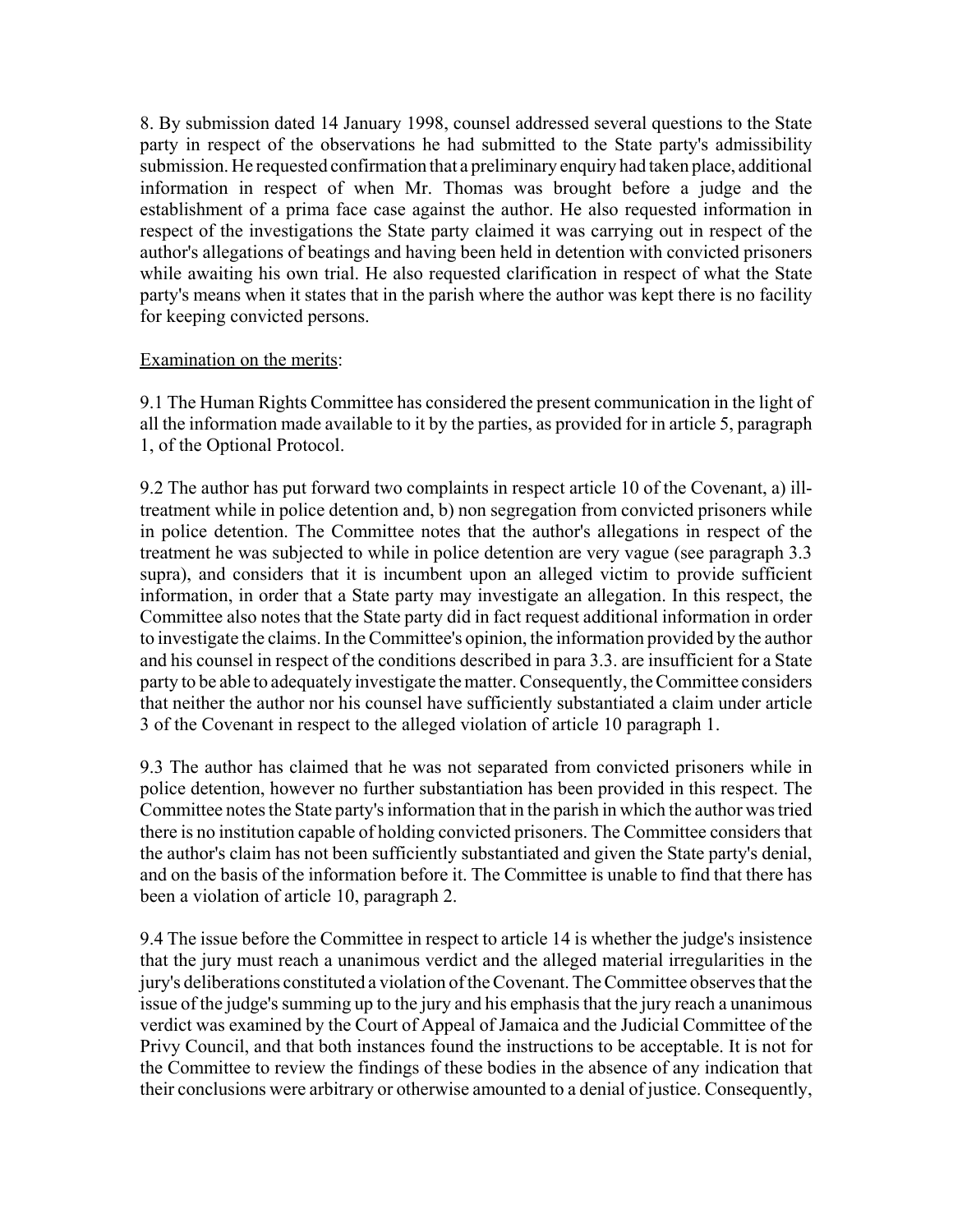8. By submission dated 14 January 1998, counsel addressed several questions to the State party in respect of the observations he had submitted to the State party's admissibility submission. He requested confirmation that a preliminary enquiry had taken place, additional information in respect of when Mr. Thomas was brought before a judge and the establishment of a prima face case against the author. He also requested information in respect of the investigations the State party claimed it was carrying out in respect of the author's allegations of beatings and having been held in detention with convicted prisoners while awaiting his own trial. He also requested clarification in respect of what the State party's means when it states that in the parish where the author was kept there is no facility for keeping convicted persons.

Examination on the merits:

9.1 The Human Rights Committee has considered the present communication in the light of all the information made available to it by the parties, as provided for in article 5, paragraph 1, of the Optional Protocol.

9.2 The author has put forward two complaints in respect article 10 of the Covenant, a) ill-treatment while in police detention and, b) non segregation from convicted prisoners while in police detention. The Committee notes that the author's allegations in respect of the treatment he was subjected to while in police detention are very vague (see paragraph 3.3 supra), and considers that it is incumbent upon an alleged victim to provide sufficient information, in order that a State party may investigate an allegation. In this respect, the Committee also notes that the State party did in fact request additional information in order to investigate the claims. In the Committee's opinion, the information provided by the author and his counsel in respect of the conditions described in para 3.3. are insufficient for a State party to be able to adequately investigate the matter. Consequently, the Committee considers that neither the author nor his counsel have sufficiently substantiated a claim under article 3 of the Covenant in respect to the alleged violation of article 10 paragraph 1.

9.3 The author has claimed that he was not separated from convicted prisoners while in police detention, however no further substantiation has been provided in this respect. The Committee notes the State party's information that in the parish in which the author was tried there is no institution capable of holding convicted prisoners. The Committee considers that the author's claim has not been sufficiently substantiated and given the State party's denial, and on the basis of the information before it. The Committee is unable to find that there has been a violation of article 10, paragraph 2.

9.4 The issue before the Committee in respect to article 14 is whether the judge's insistence that the jury must reach a unanimous verdict and the alleged material irregularities in the jury's deliberations constituted a violation of the Covenant. The Committee observes that the issue of the judge's summing up to the jury and his emphasis that the jury reach a unanimous verdict was examined by the Court of Appeal of Jamaica and the Judicial Committee of the Privy Council, and that both instances found the instructions to be acceptable. It is not for the Committee to review the findings of these bodies in the absence of any indication that their conclusions were arbitrary or otherwise amounted to a denial of justice. Consequently,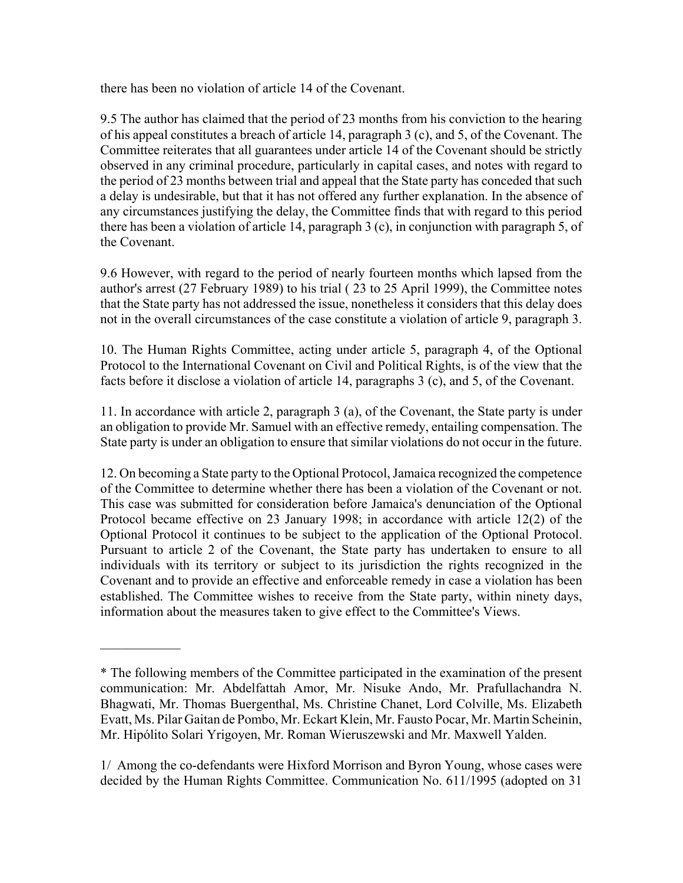there has been no violation of article 14 of the Covenant.

9.5 The author has claimed that the period of 23 months from his conviction to the hearing of his appeal constitutes a breach of article 14, paragraph 3 (c), and 5, of the Covenant. The Committee reiterates that all guarantees under article 14 of the Covenant should be strictly observed in any criminal procedure, particularly in capital cases, and notes with regard to the period of 23 months between trial and appeal that the State party has conceded that such a delay is undesirable, but that it has not offered any further explanation. In the absence of any circumstances justifying the delay, the Committee finds that with regard to this period there has been a violation of article 14, paragraph 3 (c), in conjunction with paragraph 5, of the Covenant.

9.6 However, with regard to the period of nearly fourteen months which lapsed from the author's arrest (27 February 1989) to his trial ( 23 to 25 April 1999), the Committee notes that the State party has not addressed the issue, nonetheless it considers that this delay does not in the overall circumstances of the case constitute a violation of article 9, paragraph 3.

10. The Human Rights Committee, acting under article 5, paragraph 4, of the Optional Protocol to the International Covenant on Civil and Political Rights, is of the view that the facts before it disclose a violation of article 14, paragraphs 3 (c), and 5, of the Covenant.

11. In accordance with article 2, paragraph 3 (a), of the Covenant, the State party is under an obligation to provide Mr. Samuel with an effective remedy, entailing compensation. The State party is under an obligation to ensure that similar violations do not occur in the future.

12. On becoming a State party to the Optional Protocol, Jamaica recognized the competence of the Committee to determine whether there has been a violation of the Covenant or not. This case was submitted for consideration before Jamaica's denunciation of the Optional Protocol became effective on 23 January 1998; in accordance with article 12(2) of the Optional Protocol it continues to be subject to the application of the Optional Protocol. Pursuant to article 2 of the Covenant, the State party has undertaken to ensure to all individuals with its territory or subject to its jurisdiction the rights recognized in the Covenant and to provide an effective and enforceable remedy in case a violation has been established. The Committee wishes to receive from the State party, within ninety days, information about the measures taken to give effect to the Committee's Views.

____________

* The following members of the Committee participated in the examination of the present communication: Mr. Abdelfattah Amor, Mr. Nisuke Ando, Mr. Prafullachandra N. Bhagwati, Mr. Thomas Buergenthal, Ms. Christine Chanet, Lord Colville, Ms. Elizabeth Evatt, Ms. Pilar Gaitan de Pombo, Mr. Eckart Klein, Mr. Fausto Pocar, Mr. Martin Scheinin, Mr. Hipólito Solari Yrigoyen, Mr. Roman Wieruszewski and Mr. Maxwell Yalden.

1/ Among the co-defendants were Hixford Morrison and Byron Young, whose cases were decided by the Human Rights Committee. Communication No. 611/1995 (adopted on 31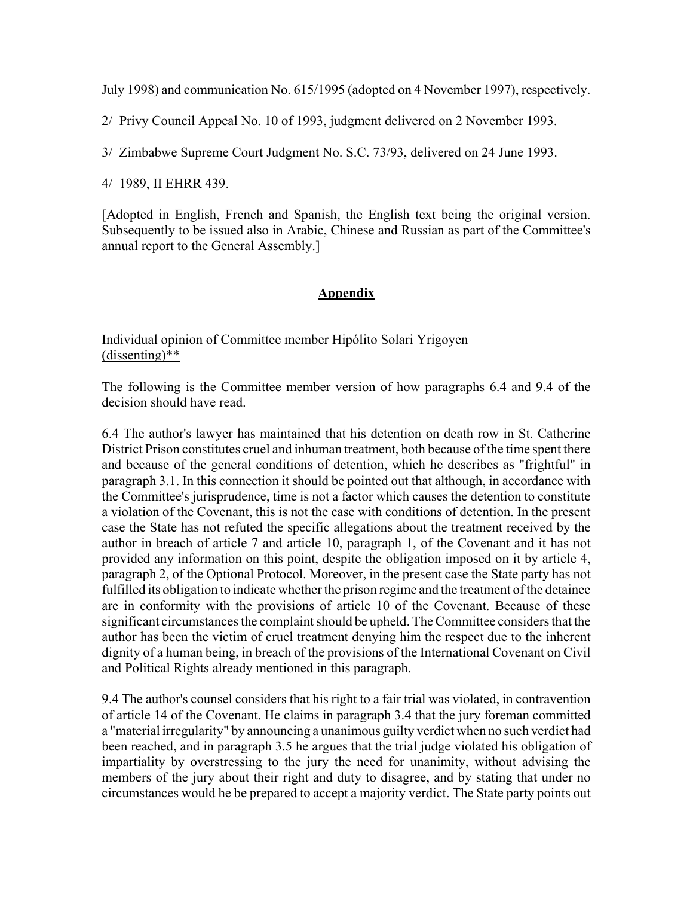July 1998) and communication No. 615/1995 (adopted on 4 November 1997), respectively.

2/ Privy Council Appeal No. 10 of 1993, judgment delivered on 2 November 1993.

3/ Zimbabwe Supreme Court Judgment No. S.C. 73/93, delivered on 24 June 1993.

4/ 1989, II EHRR 439.

[Adopted in English, French and Spanish, the English text being the original version. Subsequently to be issued also in Arabic, Chinese and Russian as part of the Committee's annual report to the General Assembly.]

## Appendix

Individual opinion of Committee member Hipólito Solari Yrigoyen (dissenting)**

The following is the Committee member version of how paragraphs 6.4 and 9.4 of the decision should have read.

6.4 The author's lawyer has maintained that his detention on death row in St. Catherine District Prison constitutes cruel and inhuman treatment, both because of the time spent there and because of the general conditions of detention, which he describes as "frightful" in paragraph 3.1. In this connection it should be pointed out that although, in accordance with the Committee's jurisprudence, time is not a factor which causes the detention to constitute a violation of the Covenant, this is not the case with conditions of detention. In the present case the State has not refuted the specific allegations about the treatment received by the author in breach of article 7 and article 10, paragraph 1, of the Covenant and it has not provided any information on this point, despite the obligation imposed on it by article 4, paragraph 2, of the Optional Protocol. Moreover, in the present case the State party has not fulfilled its obligation to indicate whether the prison regime and the treatment of the detainee are in conformity with the provisions of article 10 of the Covenant. Because of these significant circumstances the complaint should be upheld. The Committee considers that the author has been the victim of cruel treatment denying him the respect due to the inherent dignity of a human being, in breach of the provisions of the International Covenant on Civil and Political Rights already mentioned in this paragraph.

9.4 The author's counsel considers that his right to a fair trial was violated, in contravention of article 14 of the Covenant. He claims in paragraph 3.4 that the jury foreman committed a "material irregularity" by announcing a unanimous guilty verdict when no such verdict had been reached, and in paragraph 3.5 he argues that the trial judge violated his obligation of impartiality by overstressing to the jury the need for unanimity, without advising the members of the jury about their right and duty to disagree, and by stating that under no circumstances would he be prepared to accept a majority verdict. The State party points out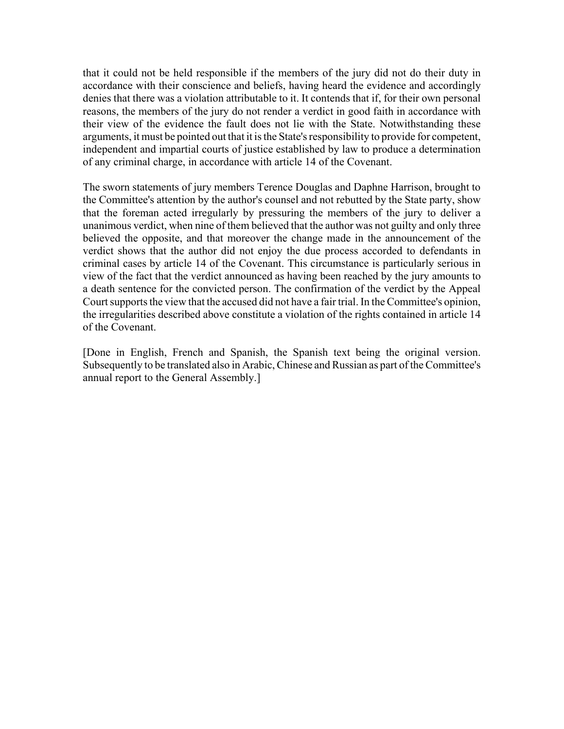that it could not be held responsible if the members of the jury did not do their duty in accordance with their conscience and beliefs, having heard the evidence and accordingly denies that there was a violation attributable to it. It contends that if, for their own personal reasons, the members of the jury do not render a verdict in good faith in accordance with their view of the evidence the fault does not lie with the State. Notwithstanding these arguments, it must be pointed out that it is the State's responsibility to provide for competent, independent and impartial courts of justice established by law to produce a determination of any criminal charge, in accordance with article 14 of the Covenant.

The sworn statements of jury members Terence Douglas and Daphne Harrison, brought to the Committee's attention by the author's counsel and not rebutted by the State party, show that the foreman acted irregularly by pressuring the members of the jury to deliver a unanimous verdict, when nine of them believed that the author was not guilty and only three believed the opposite, and that moreover the change made in the announcement of the verdict shows that the author did not enjoy the due process accorded to defendants in criminal cases by article 14 of the Covenant. This circumstance is particularly serious in view of the fact that the verdict announced as having been reached by the jury amounts to a death sentence for the convicted person. The confirmation of the verdict by the Appeal Court supports the view that the accused did not have a fair trial. In the Committee's opinion, the irregularities described above constitute a violation of the rights contained in article 14 of the Covenant.

[Done in English, French and Spanish, the Spanish text being the original version. Subsequently to be translated also in Arabic, Chinese and Russian as part of the Committee's annual report to the General Assembly.]